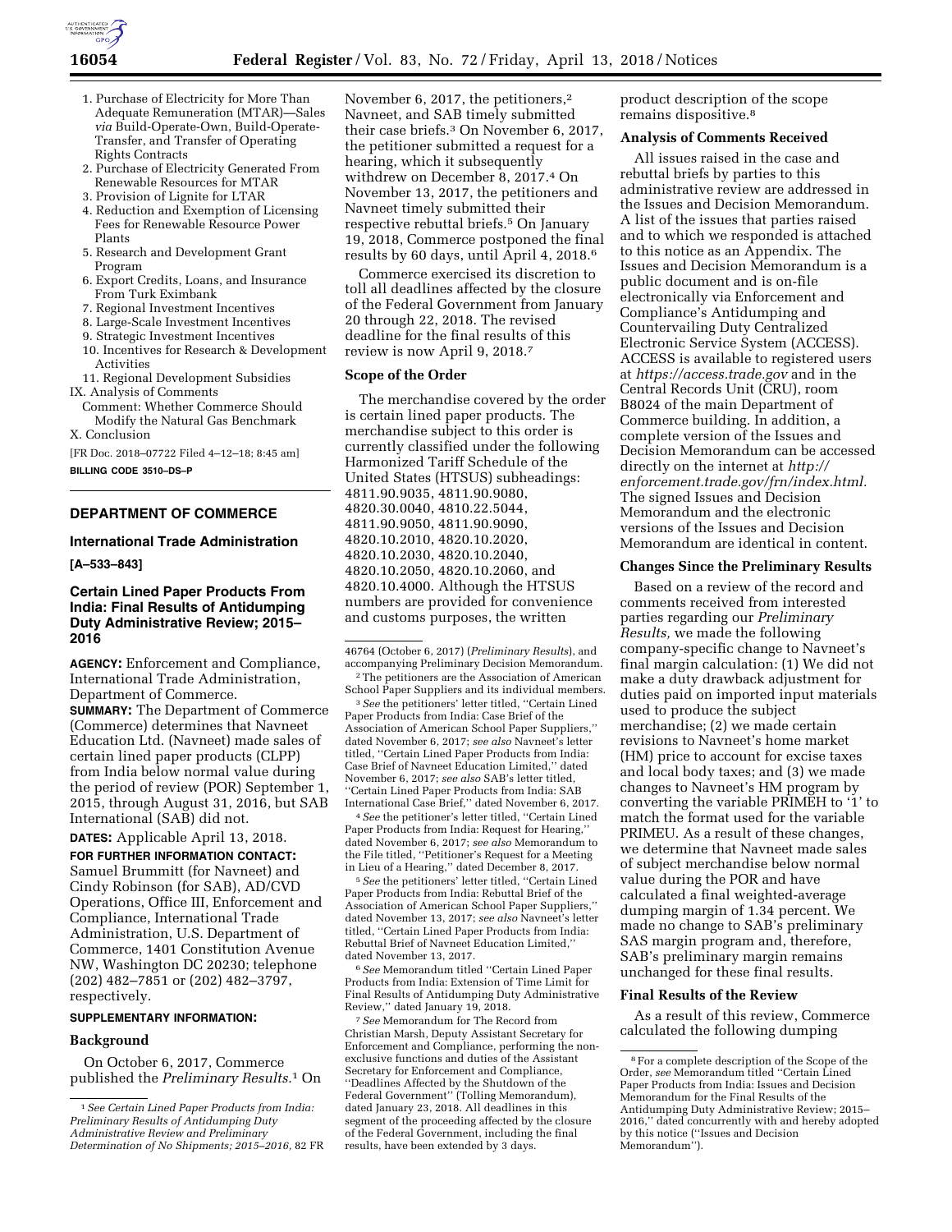1. Purchase of Electricity for More Than Adequate Remuneration (MTAR)—Sales *via* Build-Operate-Own, Build-Operate-Transfer, and Transfer of Operating Rights Contracts
2. Purchase of Electricity Generated From Renewable Resources for MTAR
3. Provision of Lignite for LTAR
4. Reduction and Exemption of Licensing Fees for Renewable Resource Power Plants
5. Research and Development Grant Program
6. Export Credits, Loans, and Insurance From Turk Eximbank
7. Regional Investment Incentives
8. Large-Scale Investment Incentives
9. Strategic Investment Incentives
10. Incentives for Research & Development Activities
11. Regional Development Subsidies

IX. Analysis of Comments

Comment: Whether Commerce Should Modify the Natural Gas Benchmark

X. Conclusion

[FR Doc. 2018–07722 Filed 4–12–18; 8:45 am]

**BILLING CODE 3510–DS–P**

## DEPARTMENT OF COMMERCE

### International Trade Administration

**[A–533–843]**

### Certain Lined Paper Products From India: Final Results of Antidumping Duty Administrative Review; 2015–2016

**AGENCY:** Enforcement and Compliance, International Trade Administration, Department of Commerce.

**SUMMARY:** The Department of Commerce (Commerce) determines that Navneet Education Ltd. (Navneet) made sales of certain lined paper products (CLPP) from India below normal value during the period of review (POR) September 1, 2015, through August 31, 2016, but SAB International (SAB) did not.

**DATES:** Applicable April 13, 2018.

**FOR FURTHER INFORMATION CONTACT:** Samuel Brummitt (for Navneet) and Cindy Robinson (for SAB), AD/CVD Operations, Office III, Enforcement and Compliance, International Trade Administration, U.S. Department of Commerce, 1401 Constitution Avenue NW, Washington DC 20230; telephone (202) 482–7851 or (202) 482–3797, respectively.

**SUPPLEMENTARY INFORMATION:**

**Background**

On October 6, 2017, Commerce published the *Preliminary Results.*[1] On November 6, 2017, the petitioners,[2] Navneet, and SAB timely submitted their case briefs.[3] On November 6, 2017, the petitioner submitted a request for a hearing, which it subsequently withdrew on December 8, 2017.[4] On November 13, 2017, the petitioners and Navneet timely submitted their respective rebuttal briefs.[5] On January 19, 2018, Commerce postponed the final results by 60 days, until April 4, 2018.[6]

Commerce exercised its discretion to toll all deadlines affected by the closure of the Federal Government from January 20 through 22, 2018. The revised deadline for the final results of this review is now April 9, 2018.[7]

**Scope of the Order**

The merchandise covered by the order is certain lined paper products. The merchandise subject to this order is currently classified under the following Harmonized Tariff Schedule of the United States (HTSUS) subheadings: 4811.90.9035, 4811.90.9080, 4820.30.0040, 4810.22.5044, 4811.90.9050, 4811.90.9090, 4820.10.2010, 4820.10.2020, 4820.10.2030, 4820.10.2040, 4820.10.2050, 4820.10.2060, and 4820.10.4000. Although the HTSUS numbers are provided for convenience and customs purposes, the written product description of the scope remains dispositive.[8]

**Analysis of Comments Received**

All issues raised in the case and rebuttal briefs by parties to this administrative review are addressed in the Issues and Decision Memorandum. A list of the issues that parties raised and to which we responded is attached to this notice as an Appendix. The Issues and Decision Memorandum is a public document and is on-file electronically via Enforcement and Compliance's Antidumping and Countervailing Duty Centralized Electronic Service System (ACCESS). ACCESS is available to registered users at *https://access.trade.gov* and in the Central Records Unit (CRU), room B8024 of the main Department of Commerce building. In addition, a complete version of the Issues and Decision Memorandum can be accessed directly on the internet at *http://enforcement.trade.gov/frn/index.html.* The signed Issues and Decision Memorandum and the electronic versions of the Issues and Decision Memorandum are identical in content.

**Changes Since the Preliminary Results**

Based on a review of the record and comments received from interested parties regarding our *Preliminary Results,* we made the following company-specific change to Navneet's final margin calculation: (1) We did not make a duty drawback adjustment for duties paid on imported input materials used to produce the subject merchandise; (2) we made certain revisions to Navneet's home market (HM) price to account for excise taxes and local body taxes; and (3) we made changes to Navneet's HM program by converting the variable PRIMEH to '1' to match the format used for the variable PRIMEU. As a result of these changes, we determine that Navneet made sales of subject merchandise below normal value during the POR and have calculated a final weighted-average dumping margin of 1.34 percent. We made no change to SAB's preliminary SAS margin program and, therefore, SAB's preliminary margin remains unchanged for these final results.

**Final Results of the Review**

As a result of this review, Commerce calculated the following dumping

---

[1] *See Certain Lined Paper Products from India: Preliminary Results of Antidumping Duty Administrative Review and Preliminary Determination of No Shipments; 2015–2016,* 82 FR 46764 (October 6, 2017) (*Preliminary Results*), and accompanying Preliminary Decision Memorandum.

[2] The petitioners are the Association of American School Paper Suppliers and its individual members.

[3] *See* the petitioners' letter titled, "Certain Lined Paper Products from India: Case Brief of the Association of American School Paper Suppliers," dated November 6, 2017; *see also* Navneet's letter titled, "Certain Lined Paper Products from India: Case Brief of Navneet Education Limited," dated November 6, 2017; *see also* SAB's letter titled, "Certain Lined Paper Products from India: SAB International Case Brief," dated November 6, 2017.

[4] *See* the petitioner's letter titled, "Certain Lined Paper Products from India: Request for Hearing," dated November 6, 2017; *see also* Memorandum to the File titled, "Petitioner's Request for a Meeting in Lieu of a Hearing," dated December 8, 2017.

[5] *See* the petitioners' letter titled, "Certain Lined Paper Products from India: Rebuttal Brief of the Association of American School Paper Suppliers," dated November 13, 2017; *see also* Navneet's letter titled, "Certain Lined Paper Products from India: Rebuttal Brief of Navneet Education Limited," dated November 13, 2017.

[6] *See* Memorandum titled "Certain Lined Paper Products from India: Extension of Time Limit for Final Results of Antidumping Duty Administrative Review," dated January 19, 2018.

[7] *See* Memorandum for The Record from Christian Marsh, Deputy Assistant Secretary for Enforcement and Compliance, performing the non-exclusive functions and duties of the Assistant Secretary for Enforcement and Compliance, "Deadlines Affected by the Shutdown of the Federal Government" (Tolling Memorandum), dated January 23, 2018. All deadlines in this segment of the proceeding affected by the closure of the Federal Government, including the final results, have been extended by 3 days.

[8] For a complete description of the Scope of the Order, *see* Memorandum titled "Certain Lined Paper Products from India: Issues and Decision Memorandum for the Final Results of the Antidumping Duty Administrative Review; 2015–2016," dated concurrently with and hereby adopted by this notice ("Issues and Decision Memorandum").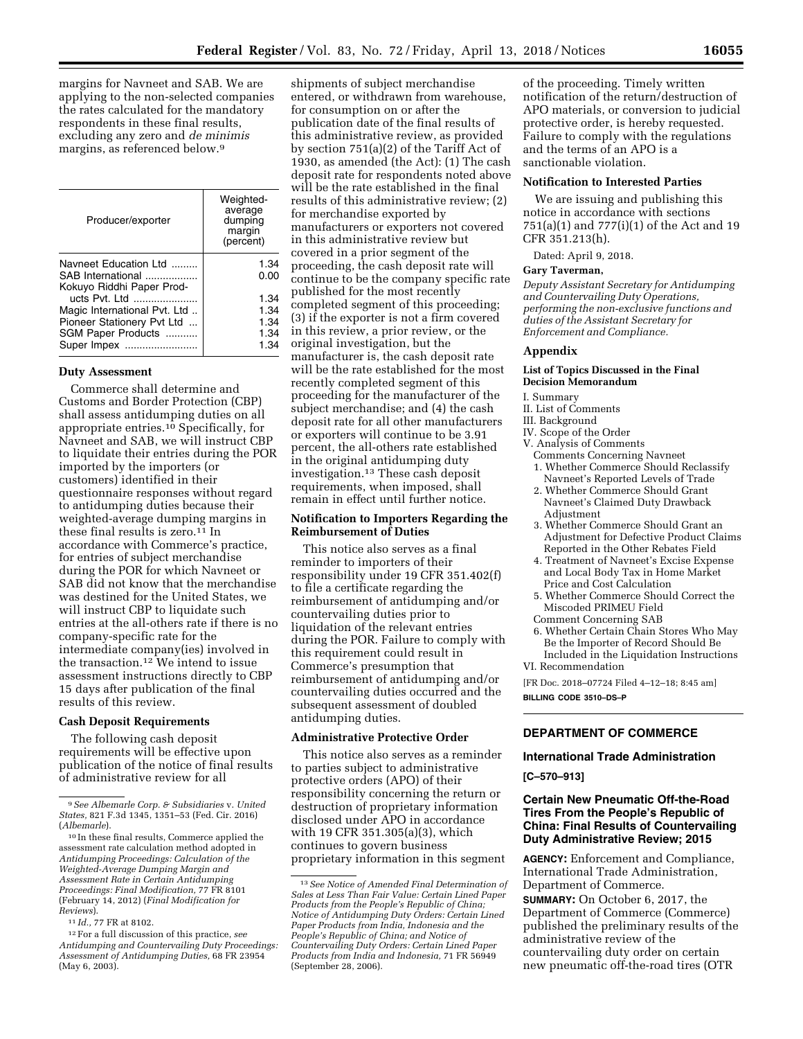margins for Navneet and SAB. We are applying to the non-selected companies the rates calculated for the mandatory respondents in these final results, excluding any zero and *de minimis* margins, as referenced below.[9]

| Producer/exporter | Weighted-average dumping margin (percent) |
|---|---|
| Navneet Education Ltd | 1.34 |
| SAB International | 0.00 |
| Kokuyo Riddhi Paper Products Pvt. Ltd | 1.34 |
| Magic International Pvt. Ltd | 1.34 |
| Pioneer Stationery Pvt Ltd | 1.34 |
| SGM Paper Products | 1.34 |
| Super Impex | 1.34 |

### Duty Assessment

Commerce shall determine and Customs and Border Protection (CBP) shall assess antidumping duties on all appropriate entries.[10] Specifically, for Navneet and SAB, we will instruct CBP to liquidate their entries during the POR imported by the importers (or customers) identified in their questionnaire responses without regard to antidumping duties because their weighted-average dumping margins in these final results is zero.[11] In accordance with Commerce's practice, for entries of subject merchandise during the POR for which Navneet or SAB did not know that the merchandise was destined for the United States, we will instruct CBP to liquidate such entries at the all-others rate if there is no company-specific rate for the intermediate company(ies) involved in the transaction.[12] We intend to issue assessment instructions directly to CBP 15 days after publication of the final results of this review.

### Cash Deposit Requirements

The following cash deposit requirements will be effective upon publication of the notice of final results of administrative review for all shipments of subject merchandise entered, or withdrawn from warehouse, for consumption on or after the publication date of the final results of this administrative review, as provided by section 751(a)(2) of the Tariff Act of 1930, as amended (the Act): (1) The cash deposit rate for respondents noted above will be the rate established in the final results of this administrative review; (2) for merchandise exported by manufacturers or exporters not covered in this administrative review but covered in a prior segment of the proceeding, the cash deposit rate will continue to be the company specific rate published for the most recently completed segment of this proceeding; (3) if the exporter is not a firm covered in this review, a prior review, or the original investigation, but the manufacturer is, the cash deposit rate will be the rate established for the most recently completed segment of this proceeding for the manufacturer of the subject merchandise; and (4) the cash deposit rate for all other manufacturers or exporters will continue to be 3.91 percent, the all-others rate established in the original antidumping duty investigation.[13] These cash deposit requirements, when imposed, shall remain in effect until further notice.

### Notification to Importers Regarding the Reimbursement of Duties

This notice also serves as a final reminder to importers of their responsibility under 19 CFR 351.402(f) to file a certificate regarding the reimbursement of antidumping and/or countervailing duties prior to liquidation of the relevant entries during the POR. Failure to comply with this requirement could result in Commerce's presumption that reimbursement of antidumping and/or countervailing duties occurred and the subsequent assessment of doubled antidumping duties.

### Administrative Protective Order

This notice also serves as a reminder to parties subject to administrative protective orders (APO) of their responsibility concerning the return or destruction of proprietary information disclosed under APO in accordance with 19 CFR 351.305(a)(3), which continues to govern business proprietary information in this segment of the proceeding. Timely written notification of the return/destruction of APO materials, or conversion to judicial protective order, is hereby requested. Failure to comply with the regulations and the terms of an APO is a sanctionable violation.

### Notification to Interested Parties

We are issuing and publishing this notice in accordance with sections 751(a)(1) and 777(i)(1) of the Act and 19 CFR 351.213(h).

Dated: April 9, 2018.

**Gary Taverman,**

*Deputy Assistant Secretary for Antidumping and Countervailing Duty Operations, performing the non-exclusive functions and duties of the Assistant Secretary for Enforcement and Compliance.*

### Appendix

#### List of Topics Discussed in the Final Decision Memorandum

I. Summary
II. List of Comments
III. Background
IV. Scope of the Order
V. Analysis of Comments
  Comments Concerning Navneet
  1. Whether Commerce Should Reclassify Navneet's Reported Levels of Trade
  2. Whether Commerce Should Grant Navneet's Claimed Duty Drawback Adjustment
  3. Whether Commerce Should Grant an Adjustment for Defective Product Claims Reported in the Other Rebates Field
  4. Treatment of Navneet's Excise Expense and Local Body Tax in Home Market Price and Cost Calculation
  5. Whether Commerce Should Correct the Miscoded PRIMEU Field
  Comment Concerning SAB
  6. Whether Certain Chain Stores Who May Be the Importer of Record Should Be Included in the Liquidation Instructions
VI. Recommendation

[FR Doc. 2018–07724 Filed 4–12–18; 8:45 am]

**BILLING CODE 3510–DS–P**

---

## DEPARTMENT OF COMMERCE

### International Trade Administration

**[C–570–913]**

### Certain New Pneumatic Off-the-Road Tires From the People's Republic of China: Final Results of Countervailing Duty Administrative Review; 2015

**AGENCY:** Enforcement and Compliance, International Trade Administration, Department of Commerce.

**SUMMARY:** On October 6, 2017, the Department of Commerce (Commerce) published the preliminary results of the administrative review of the countervailing duty order on certain new pneumatic off-the-road tires (OTR

---

[9] *See Albemarle Corp. & Subsidiaries* v. *United States,* 821 F.3d 1345, 1351–53 (Fed. Cir. 2016) (*Albemarle*).

[10] In these final results, Commerce applied the assessment rate calculation method adopted in *Antidumping Proceedings: Calculation of the Weighted-Average Dumping Margin and Assessment Rate in Certain Antidumping Proceedings: Final Modification,* 77 FR 8101 (February 14, 2012) (*Final Modification for Reviews*).

[11] *Id.,* 77 FR at 8102.

[12] For a full discussion of this practice, *see Antidumping and Countervailing Duty Proceedings: Assessment of Antidumping Duties,* 68 FR 23954 (May 6, 2003).

[13] *See Notice of Amended Final Determination of Sales at Less Than Fair Value: Certain Lined Paper Products from the People's Republic of China; Notice of Antidumping Duty Orders: Certain Lined Paper Products from India, Indonesia and the People's Republic of China; and Notice of Countervailing Duty Orders: Certain Lined Paper Products from India and Indonesia,* 71 FR 56949 (September 28, 2006).